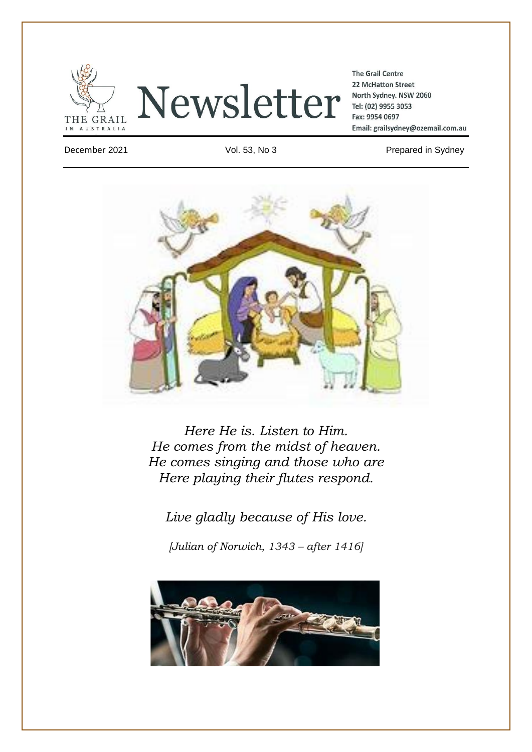THE GRAIL IN AUSTRALIA

# Newsletter

The Grail Centre
22 McHatton Street
North Sydney. NSW 2060
Tel: (02) 9955 3053
Fax: 9954 0697
Email: grailsydney@ozemail.com.au

December 2021 | Vol. 53, No 3 | Prepared in Sydney

*Here He is. Listen to Him.*
*He comes from the midst of heaven.*
*He comes singing and those who are*
*Here playing their flutes respond.*

*Live gladly because of His love.*

*[Julian of Norwich, 1343 – after 1416]*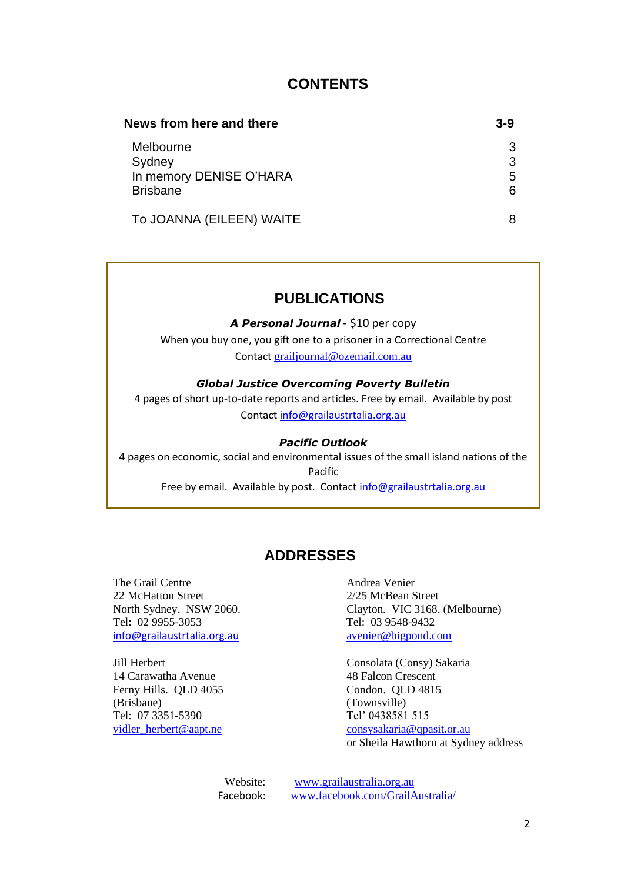# CONTENTS

| News from here and there | 3-9 |
|---|---|
| Melbourne | 3 |
| Sydney | 3 |
| In memory DENISE O'HARA | 5 |
| Brisbane | 6 |
| To JOANNA (EILEEN) WAITE | 8 |

## PUBLICATIONS

***A Personal Journal*** - $10 per copy
When you buy one, you gift one to a prisoner in a Correctional Centre
Contact grailjournal@ozemail.com.au

***Global Justice Overcoming Poverty Bulletin***
4 pages of short up-to-date reports and articles. Free by email. Available by post
Contact info@grailaustrtalia.org.au

***Pacific Outlook***
4 pages on economic, social and environmental issues of the small island nations of the Pacific
Free by email. Available by post. Contact info@grailaustrtalia.org.au

## ADDRESSES

The Grail Centre
22 McHatton Street
North Sydney. NSW 2060.
Tel: 02 9955-3053
info@grailaustrtalia.org.au

Andrea Venier
2/25 McBean Street
Clayton. VIC 3168. (Melbourne)
Tel: 03 9548-9432
avenier@bigpond.com

Jill Herbert
14 Carawatha Avenue
Ferny Hills. QLD 4055
(Brisbane)
Tel: 07 3351-5390
vidler_herbert@aapt.ne

Consolata (Consy) Sakaria
48 Falcon Crescent
Condon. QLD 4815
(Townsville)
Tel' 0438581 515
consysakaria@qpasit.or.au
or Sheila Hawthorn at Sydney address

Website: www.grailaustralia.org.au
Facebook: www.facebook.com/GrailAustralia/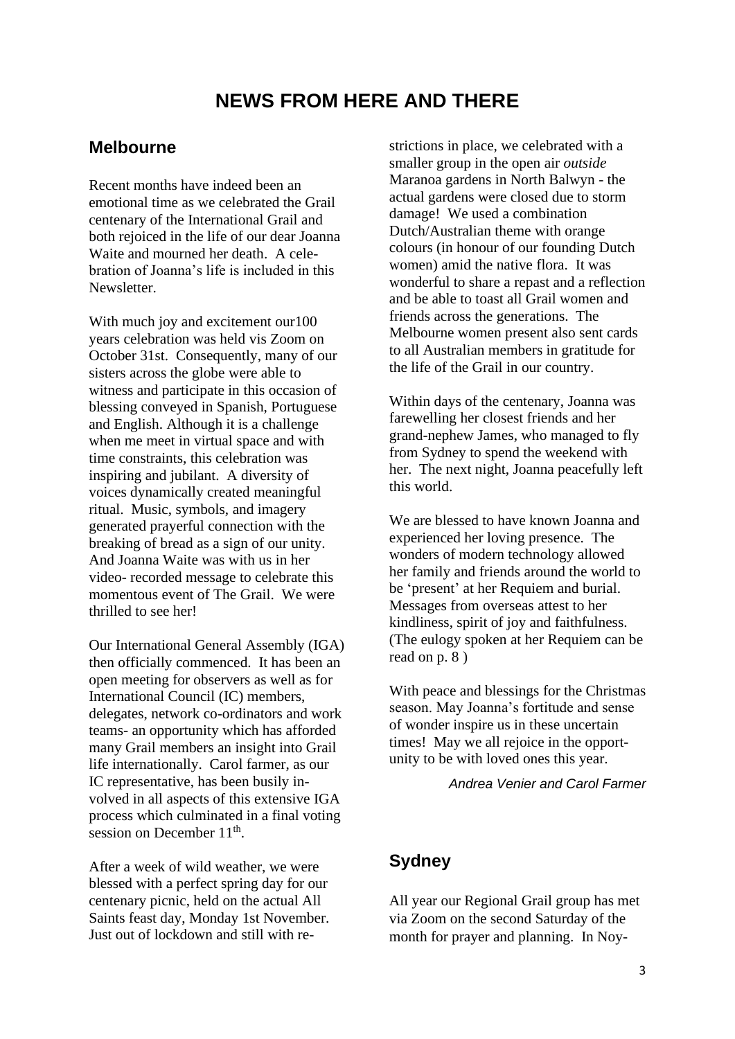# NEWS FROM HERE AND THERE

## Melbourne

Recent months have indeed been an emotional time as we celebrated the Grail centenary of the International Grail and both rejoiced in the life of our dear Joanna Waite and mourned her death. A celebration of Joanna's life is included in this Newsletter.

With much joy and excitement our100 years celebration was held vis Zoom on October 31st. Consequently, many of our sisters across the globe were able to witness and participate in this occasion of blessing conveyed in Spanish, Portuguese and English. Although it is a challenge when me meet in virtual space and with time constraints, this celebration was inspiring and jubilant. A diversity of voices dynamically created meaningful ritual. Music, symbols, and imagery generated prayerful connection with the breaking of bread as a sign of our unity. And Joanna Waite was with us in her video- recorded message to celebrate this momentous event of The Grail. We were thrilled to see her!

Our International General Assembly (IGA) then officially commenced. It has been an open meeting for observers as well as for International Council (IC) members, delegates, network co-ordinators and work teams- an opportunity which has afforded many Grail members an insight into Grail life internationally. Carol farmer, as our IC representative, has been busily involved in all aspects of this extensive IGA process which culminated in a final voting session on December 11th.

After a week of wild weather, we were blessed with a perfect spring day for our centenary picnic, held on the actual All Saints feast day, Monday 1st November. Just out of lockdown and still with restrictions in place, we celebrated with a smaller group in the open air *outside* Maranoa gardens in North Balwyn - the actual gardens were closed due to storm damage! We used a combination Dutch/Australian theme with orange colours (in honour of our founding Dutch women) amid the native flora. It was wonderful to share a repast and a reflection and be able to toast all Grail women and friends across the generations. The Melbourne women present also sent cards to all Australian members in gratitude for the life of the Grail in our country.

Within days of the centenary, Joanna was farewelling her closest friends and her grand-nephew James, who managed to fly from Sydney to spend the weekend with her. The next night, Joanna peacefully left this world.

We are blessed to have known Joanna and experienced her loving presence. The wonders of modern technology allowed her family and friends around the world to be 'present' at her Requiem and burial. Messages from overseas attest to her kindliness, spirit of joy and faithfulness. (The eulogy spoken at her Requiem can be read on p. 8 )

With peace and blessings for the Christmas season. May Joanna's fortitude and sense of wonder inspire us in these uncertain times! May we all rejoice in the opportunity to be with loved ones this year.

*Andrea Venier and Carol Farmer*

## Sydney

All year our Regional Grail group has met via Zoom on the second Saturday of the month for prayer and planning. In Noy-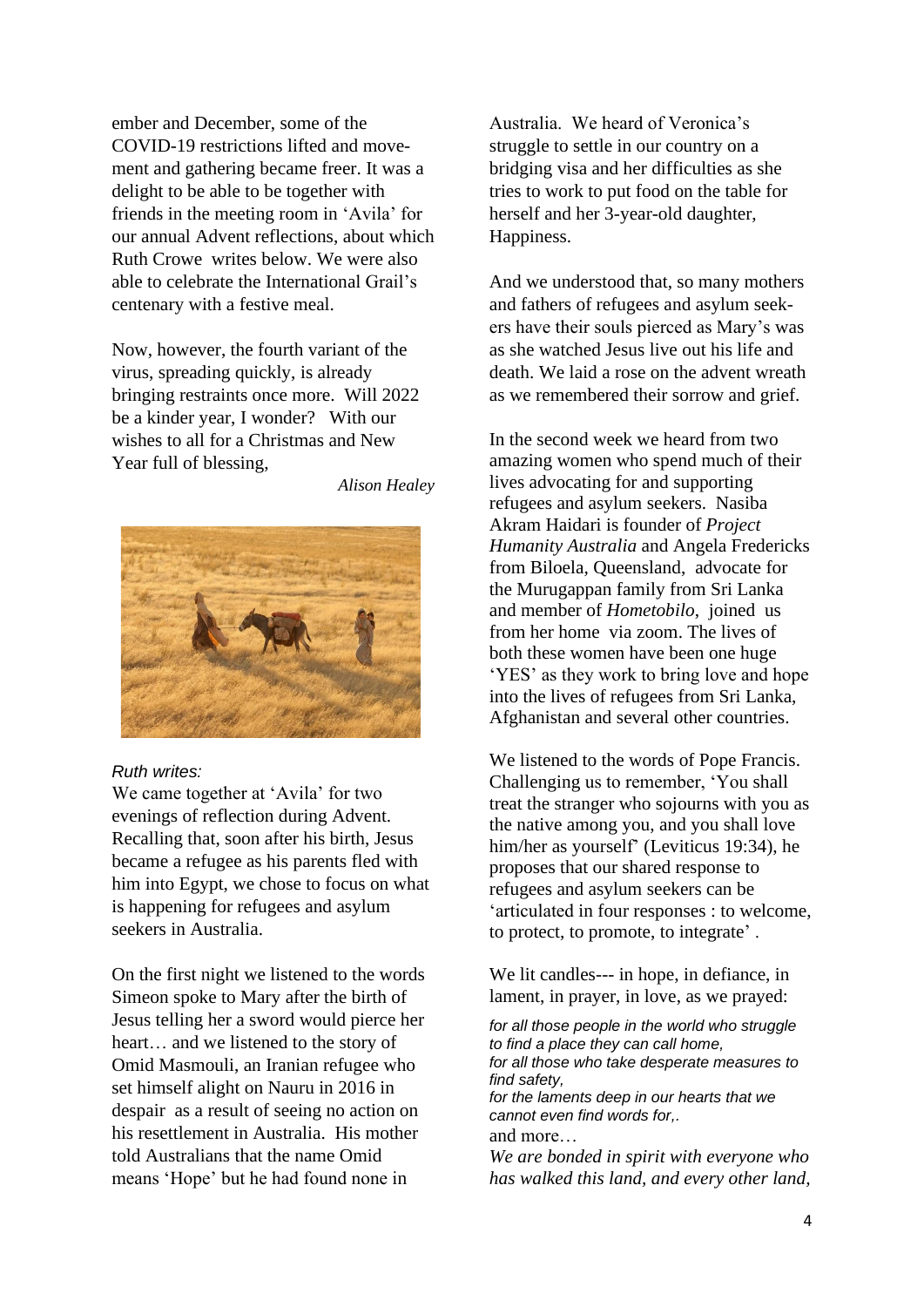ember and December, some of the COVID-19 restrictions lifted and movement and gathering became freer. It was a delight to be able to be together with friends in the meeting room in 'Avila' for our annual Advent reflections, about which Ruth Crowe writes below. We were also able to celebrate the International Grail's centenary with a festive meal.

Now, however, the fourth variant of the virus, spreading quickly, is already bringing restraints once more. Will 2022 be a kinder year, I wonder? With our wishes to all for a Christmas and New Year full of blessing,

*Alison Healey*

*Ruth writes:*

We came together at 'Avila' for two evenings of reflection during Advent. Recalling that, soon after his birth, Jesus became a refugee as his parents fled with him into Egypt, we chose to focus on what is happening for refugees and asylum seekers in Australia.

On the first night we listened to the words Simeon spoke to Mary after the birth of Jesus telling her a sword would pierce her heart… and we listened to the story of Omid Masmouli, an Iranian refugee who set himself alight on Nauru in 2016 in despair as a result of seeing no action on his resettlement in Australia. His mother told Australians that the name Omid means 'Hope' but he had found none in Australia. We heard of Veronica's struggle to settle in our country on a bridging visa and her difficulties as she tries to work to put food on the table for herself and her 3-year-old daughter, Happiness.

And we understood that, so many mothers and fathers of refugees and asylum seekers have their souls pierced as Mary's was as she watched Jesus live out his life and death. We laid a rose on the advent wreath as we remembered their sorrow and grief.

In the second week we heard from two amazing women who spend much of their lives advocating for and supporting refugees and asylum seekers. Nasiba Akram Haidari is founder of *Project Humanity Australia* and Angela Fredericks from Biloela, Queensland, advocate for the Murugappan family from Sri Lanka and member of *Hometobilo*, joined us from her home via zoom. The lives of both these women have been one huge 'YES' as they work to bring love and hope into the lives of refugees from Sri Lanka, Afghanistan and several other countries.

We listened to the words of Pope Francis. Challenging us to remember, 'You shall treat the stranger who sojourns with you as the native among you, and you shall love him/her as yourself' (Leviticus 19:34), he proposes that our shared response to refugees and asylum seekers can be 'articulated in four responses : to welcome, to protect, to promote, to integrate' .

We lit candles--- in hope, in defiance, in lament, in prayer, in love, as we prayed:

*for all those people in the world who struggle to find a place they can call home,*
*for all those who take desperate measures to find safety,*
*for the laments deep in our hearts that we cannot even find words for,.*
and more…
*We are bonded in spirit with everyone who has walked this land, and every other land,*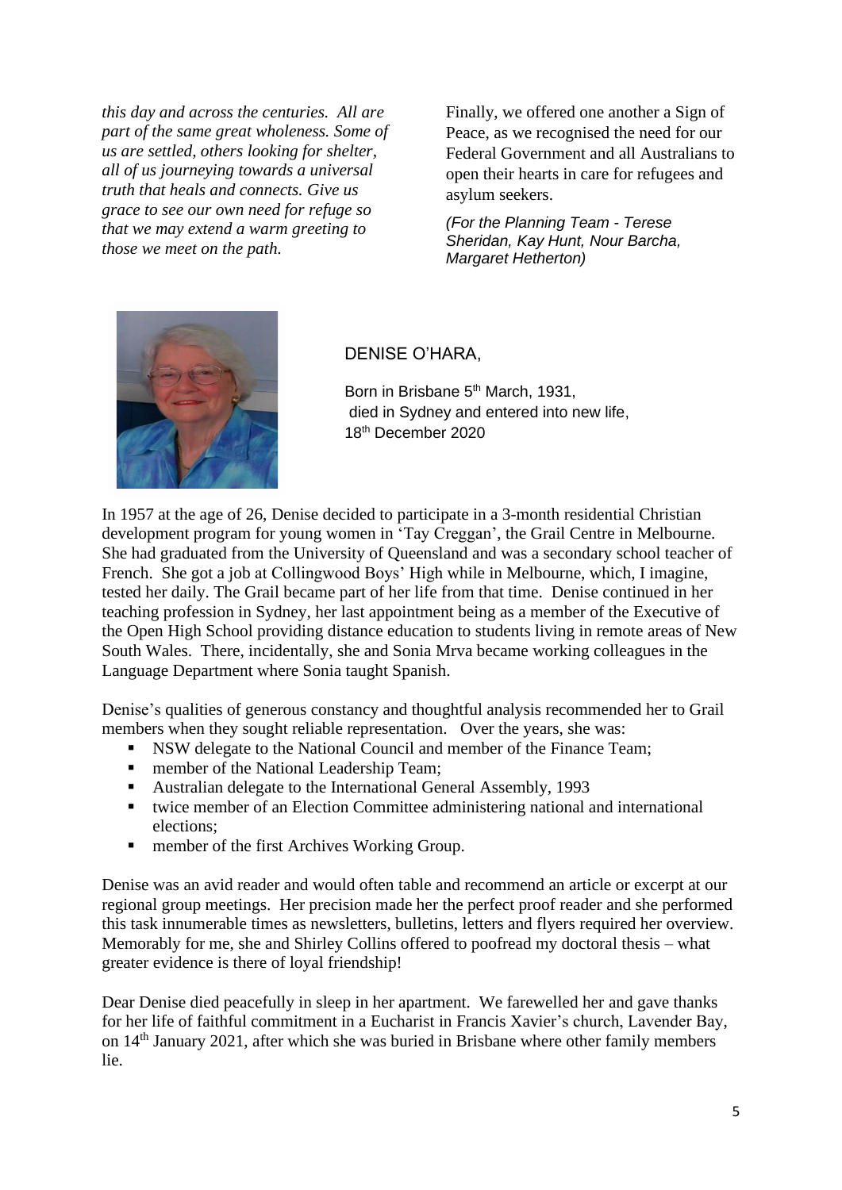*this day and across the centuries. All are part of the same great wholeness. Some of us are settled, others looking for shelter, all of us journeying towards a universal truth that heals and connects. Give us grace to see our own need for refuge so that we may extend a warm greeting to those we meet on the path.*

Finally, we offered one another a Sign of Peace, as we recognised the need for our Federal Government and all Australians to open their hearts in care for refugees and asylum seekers.

*(For the Planning Team - Terese Sheridan, Kay Hunt, Nour Barcha, Margaret Hetherton)*

## DENISE O'HARA,

Born in Brisbane 5th March, 1931,
died in Sydney and entered into new life,
18th December 2020

In 1957 at the age of 26, Denise decided to participate in a 3-month residential Christian development program for young women in 'Tay Creggan', the Grail Centre in Melbourne. She had graduated from the University of Queensland and was a secondary school teacher of French. She got a job at Collingwood Boys' High while in Melbourne, which, I imagine, tested her daily. The Grail became part of her life from that time. Denise continued in her teaching profession in Sydney, her last appointment being as a member of the Executive of the Open High School providing distance education to students living in remote areas of New South Wales. There, incidentally, she and Sonia Mrva became working colleagues in the Language Department where Sonia taught Spanish.

Denise's qualities of generous constancy and thoughtful analysis recommended her to Grail members when they sought reliable representation. Over the years, she was:

- NSW delegate to the National Council and member of the Finance Team;
- member of the National Leadership Team;
- Australian delegate to the International General Assembly, 1993
- twice member of an Election Committee administering national and international elections;
- member of the first Archives Working Group.

Denise was an avid reader and would often table and recommend an article or excerpt at our regional group meetings. Her precision made her the perfect proof reader and she performed this task innumerable times as newsletters, bulletins, letters and flyers required her overview. Memorably for me, she and Shirley Collins offered to poofread my doctoral thesis – what greater evidence is there of loyal friendship!

Dear Denise died peacefully in sleep in her apartment. We farewelled her and gave thanks for her life of faithful commitment in a Eucharist in Francis Xavier's church, Lavender Bay, on 14th January 2021, after which she was buried in Brisbane where other family members lie.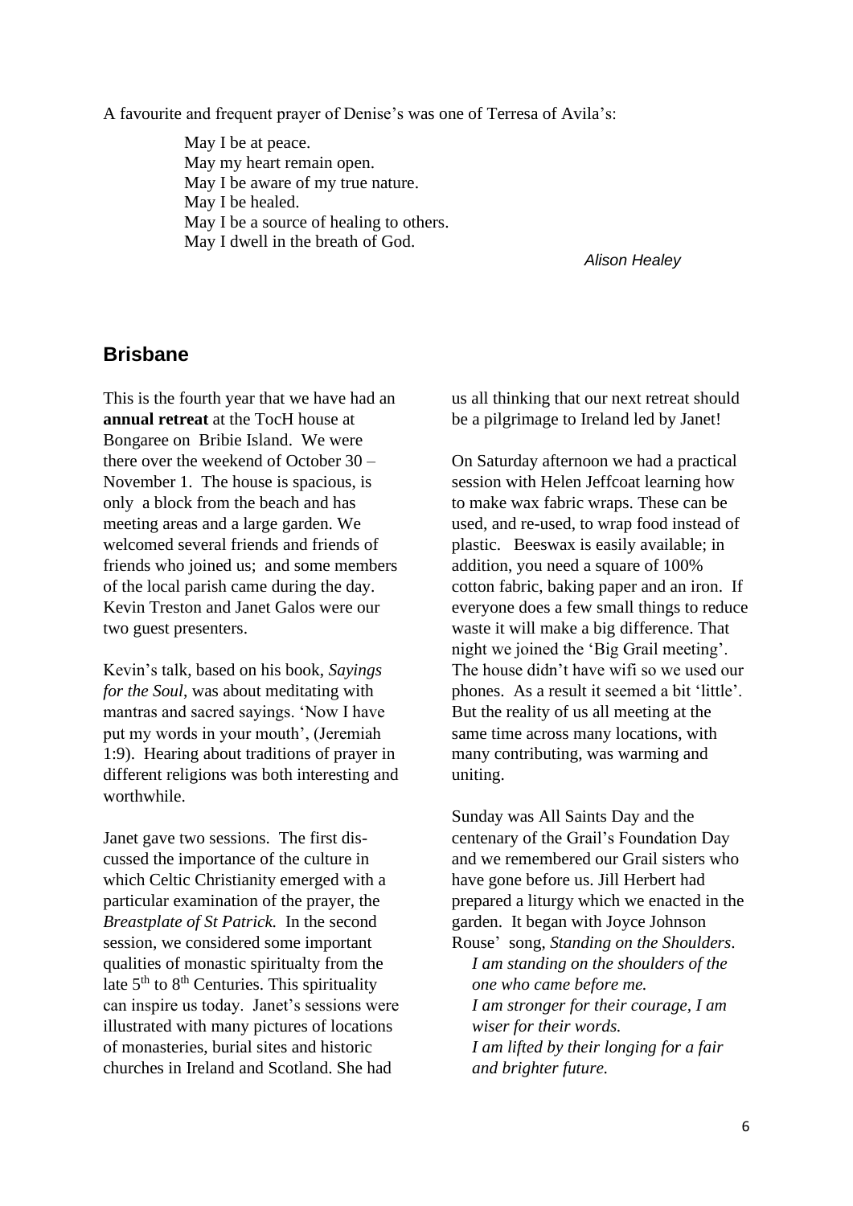A favourite and frequent prayer of Denise's was one of Terresa of Avila's:

> May I be at peace.
> May my heart remain open.
> May I be aware of my true nature.
> May I be healed.
> May I be a source of healing to others.
> May I dwell in the breath of God.

*Alison Healey*

## Brisbane

This is the fourth year that we have had an **annual retreat** at the TocH house at Bongaree on Bribie Island. We were there over the weekend of October 30 – November 1. The house is spacious, is only a block from the beach and has meeting areas and a large garden. We welcomed several friends and friends of friends who joined us; and some members of the local parish came during the day. Kevin Treston and Janet Galos were our two guest presenters.

Kevin's talk, based on his book, *Sayings for the Soul*, was about meditating with mantras and sacred sayings. 'Now I have put my words in your mouth', (Jeremiah 1:9). Hearing about traditions of prayer in different religions was both interesting and worthwhile.

Janet gave two sessions. The first discussed the importance of the culture in which Celtic Christianity emerged with a particular examination of the prayer, the *Breastplate of St Patrick.* In the second session, we considered some important qualities of monastic spiritualty from the late 5th to 8th Centuries. This spirituality can inspire us today. Janet's sessions were illustrated with many pictures of locations of monasteries, burial sites and historic churches in Ireland and Scotland. She had us all thinking that our next retreat should be a pilgrimage to Ireland led by Janet!

On Saturday afternoon we had a practical session with Helen Jeffcoat learning how to make wax fabric wraps. These can be used, and re-used, to wrap food instead of plastic. Beeswax is easily available; in addition, you need a square of 100% cotton fabric, baking paper and an iron. If everyone does a few small things to reduce waste it will make a big difference. That night we joined the 'Big Grail meeting'. The house didn't have wifi so we used our phones. As a result it seemed a bit 'little'. But the reality of us all meeting at the same time across many locations, with many contributing, was warming and uniting.

Sunday was All Saints Day and the centenary of the Grail's Foundation Day and we remembered our Grail sisters who have gone before us. Jill Herbert had prepared a liturgy which we enacted in the garden. It began with Joyce Johnson Rouse' song, *Standing on the Shoulders*.

> *I am standing on the shoulders of the one who came before me.*
> *I am stronger for their courage, I am wiser for their words.*
> *I am lifted by their longing for a fair and brighter future.*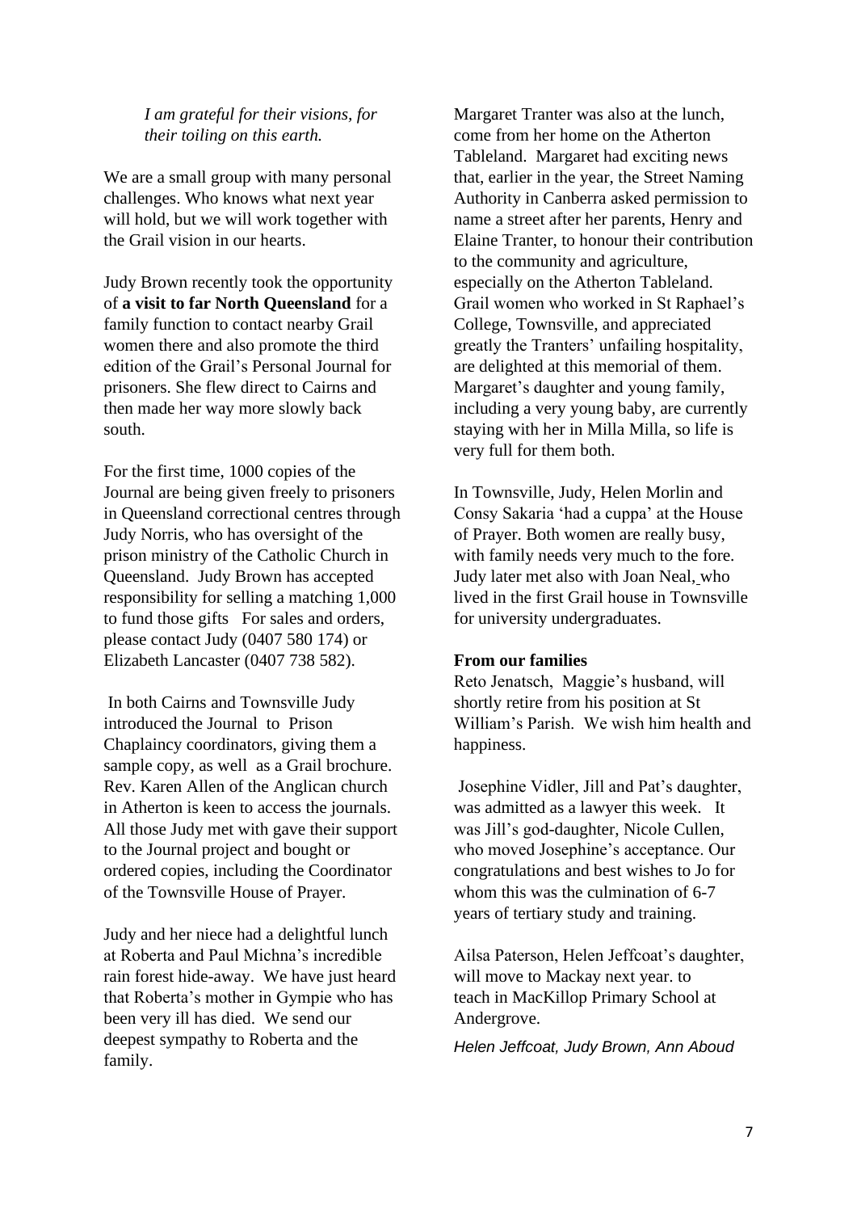*I am grateful for their visions, for their toiling on this earth.*

We are a small group with many personal challenges. Who knows what next year will hold, but we will work together with the Grail vision in our hearts.

Judy Brown recently took the opportunity of **a visit to far North Queensland** for a family function to contact nearby Grail women there and also promote the third edition of the Grail's Personal Journal for prisoners. She flew direct to Cairns and then made her way more slowly back south.

For the first time, 1000 copies of the Journal are being given freely to prisoners in Queensland correctional centres through Judy Norris, who has oversight of the prison ministry of the Catholic Church in Queensland. Judy Brown has accepted responsibility for selling a matching 1,000 to fund those gifts For sales and orders, please contact Judy (0407 580 174) or Elizabeth Lancaster (0407 738 582).

In both Cairns and Townsville Judy introduced the Journal to Prison Chaplaincy coordinators, giving them a sample copy, as well as a Grail brochure. Rev. Karen Allen of the Anglican church in Atherton is keen to access the journals. All those Judy met with gave their support to the Journal project and bought or ordered copies, including the Coordinator of the Townsville House of Prayer.

Judy and her niece had a delightful lunch at Roberta and Paul Michna's incredible rain forest hide-away. We have just heard that Roberta's mother in Gympie who has been very ill has died. We send our deepest sympathy to Roberta and the family.

Margaret Tranter was also at the lunch, come from her home on the Atherton Tableland. Margaret had exciting news that, earlier in the year, the Street Naming Authority in Canberra asked permission to name a street after her parents, Henry and Elaine Tranter, to honour their contribution to the community and agriculture, especially on the Atherton Tableland. Grail women who worked in St Raphael's College, Townsville, and appreciated greatly the Tranters' unfailing hospitality, are delighted at this memorial of them. Margaret's daughter and young family, including a very young baby, are currently staying with her in Milla Milla, so life is very full for them both.

In Townsville, Judy, Helen Morlin and Consy Sakaria 'had a cuppa' at the House of Prayer. Both women are really busy, with family needs very much to the fore. Judy later met also with Joan Neal, who lived in the first Grail house in Townsville for university undergraduates.

**From our families**

Reto Jenatsch, Maggie's husband, will shortly retire from his position at St William's Parish. We wish him health and happiness.

Josephine Vidler, Jill and Pat's daughter, was admitted as a lawyer this week. It was Jill's god-daughter, Nicole Cullen, who moved Josephine's acceptance. Our congratulations and best wishes to Jo for whom this was the culmination of 6-7 years of tertiary study and training.

Ailsa Paterson, Helen Jeffcoat's daughter, will move to Mackay next year. to teach in MacKillop Primary School at Andergrove.

*Helen Jeffcoat, Judy Brown, Ann Aboud*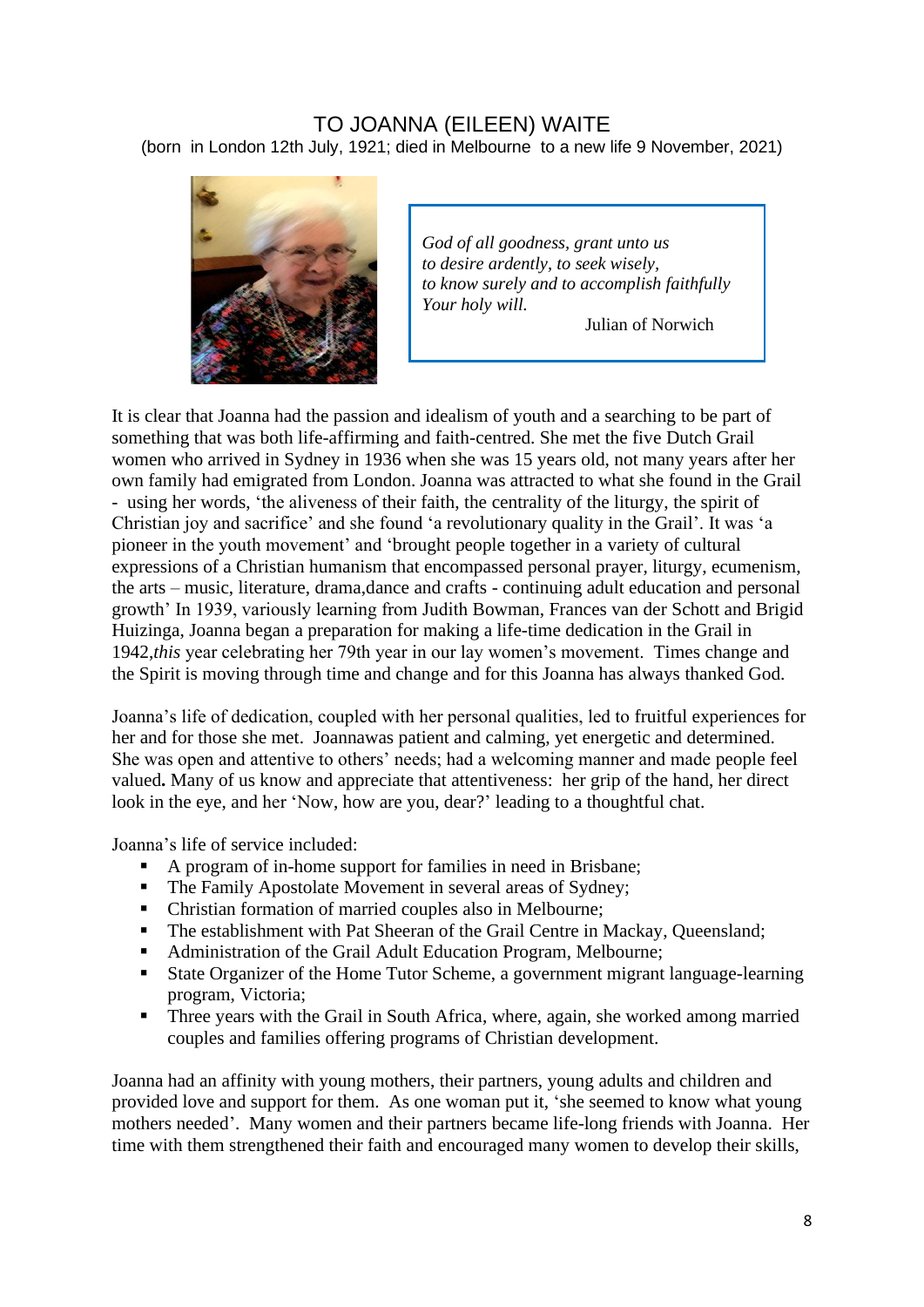# TO JOANNA (EILEEN) WAITE

(born in London 12th July, 1921; died in Melbourne to a new life 9 November, 2021)

> *God of all goodness, grant unto us*
> *to desire ardently, to seek wisely,*
> *to know surely and to accomplish faithfully*
> *Your holy will.*
>
> Julian of Norwich

It is clear that Joanna had the passion and idealism of youth and a searching to be part of something that was both life-affirming and faith-centred. She met the five Dutch Grail women who arrived in Sydney in 1936 when she was 15 years old, not many years after her own family had emigrated from London. Joanna was attracted to what she found in the Grail - using her words, 'the aliveness of their faith, the centrality of the liturgy, the spirit of Christian joy and sacrifice' and she found 'a revolutionary quality in the Grail'. It was 'a pioneer in the youth movement' and 'brought people together in a variety of cultural expressions of a Christian humanism that encompassed personal prayer, liturgy, ecumenism, the arts – music, literature, drama,dance and crafts - continuing adult education and personal growth' In 1939, variously learning from Judith Bowman, Frances van der Schott and Brigid Huizinga, Joanna began a preparation for making a life-time dedication in the Grail in 1942,*this* year celebrating her 79th year in our lay women's movement. Times change and the Spirit is moving through time and change and for this Joanna has always thanked God.

Joanna's life of dedication, coupled with her personal qualities, led to fruitful experiences for her and for those she met. Joannawas patient and calming, yet energetic and determined. She was open and attentive to others' needs; had a welcoming manner and made people feel valued**.** Many of us know and appreciate that attentiveness: her grip of the hand, her direct look in the eye, and her 'Now, how are you, dear?' leading to a thoughtful chat.

Joanna's life of service included:

- A program of in-home support for families in need in Brisbane;
- The Family Apostolate Movement in several areas of Sydney;
- Christian formation of married couples also in Melbourne;
- The establishment with Pat Sheeran of the Grail Centre in Mackay, Queensland;
- Administration of the Grail Adult Education Program, Melbourne;
- State Organizer of the Home Tutor Scheme, a government migrant language-learning program, Victoria;
- Three years with the Grail in South Africa, where, again, she worked among married couples and families offering programs of Christian development.

Joanna had an affinity with young mothers, their partners, young adults and children and provided love and support for them. As one woman put it, 'she seemed to know what young mothers needed'. Many women and their partners became life-long friends with Joanna. Her time with them strengthened their faith and encouraged many women to develop their skills,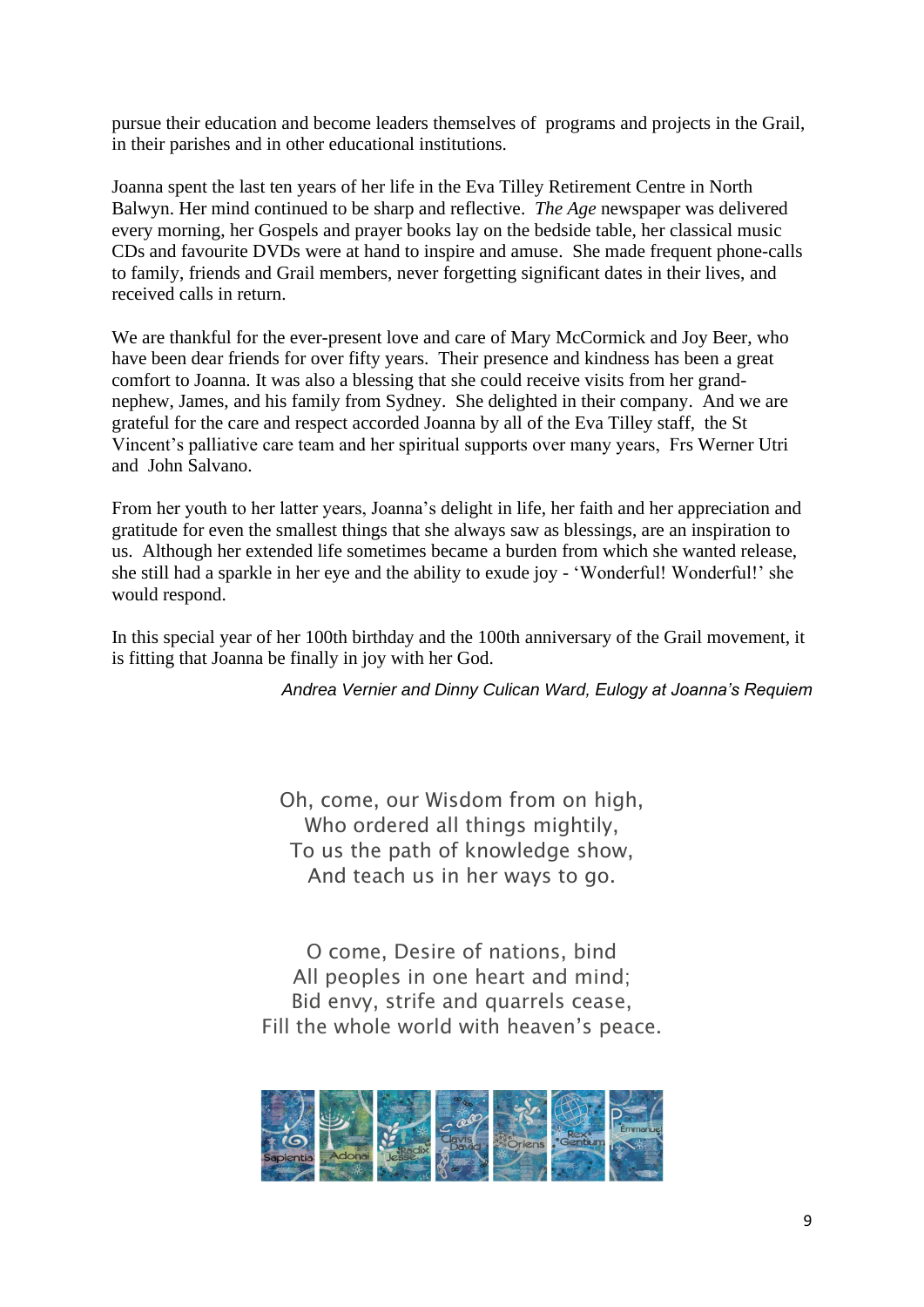pursue their education and become leaders themselves of programs and projects in the Grail, in their parishes and in other educational institutions.

Joanna spent the last ten years of her life in the Eva Tilley Retirement Centre in North Balwyn. Her mind continued to be sharp and reflective. *The Age* newspaper was delivered every morning, her Gospels and prayer books lay on the bedside table, her classical music CDs and favourite DVDs were at hand to inspire and amuse. She made frequent phone-calls to family, friends and Grail members, never forgetting significant dates in their lives, and received calls in return.

We are thankful for the ever-present love and care of Mary McCormick and Joy Beer, who have been dear friends for over fifty years. Their presence and kindness has been a great comfort to Joanna. It was also a blessing that she could receive visits from her grand-nephew, James, and his family from Sydney. She delighted in their company. And we are grateful for the care and respect accorded Joanna by all of the Eva Tilley staff, the St Vincent's palliative care team and her spiritual supports over many years, Frs Werner Utri and John Salvano.

From her youth to her latter years, Joanna's delight in life, her faith and her appreciation and gratitude for even the smallest things that she always saw as blessings, are an inspiration to us. Although her extended life sometimes became a burden from which she wanted release, she still had a sparkle in her eye and the ability to exude joy - 'Wonderful! Wonderful!' she would respond.

In this special year of her 100th birthday and the 100th anniversary of the Grail movement, it is fitting that Joanna be finally in joy with her God.

*Andrea Vernier and Dinny Culican Ward, Eulogy at Joanna's Requiem*

Oh, come, our Wisdom from on high,
Who ordered all things mightily,
To us the path of knowledge show,
And teach us in her ways to go.

O come, Desire of nations, bind
All peoples in one heart and mind;
Bid envy, strife and quarrels cease,
Fill the whole world with heaven's peace.